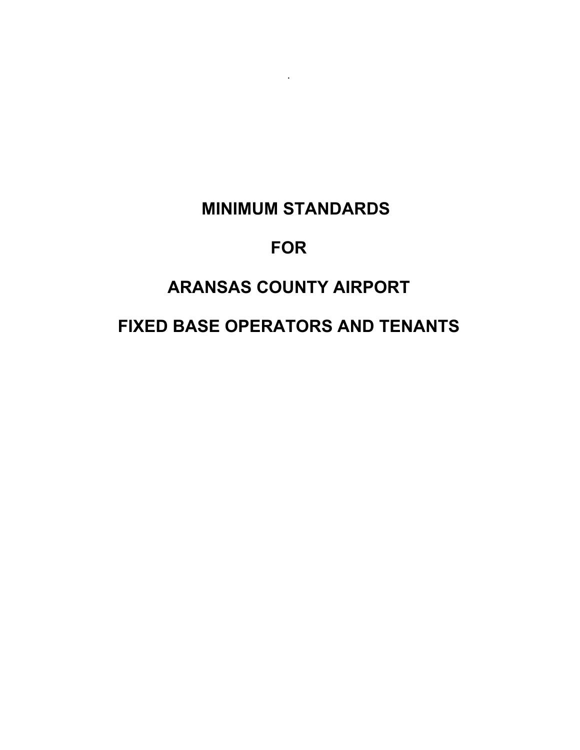# MINIMUM STANDARDS

# FOR

# ARANSAS COUNTY AIRPORT

# FIXED BASE OPERATORS AND TENANTS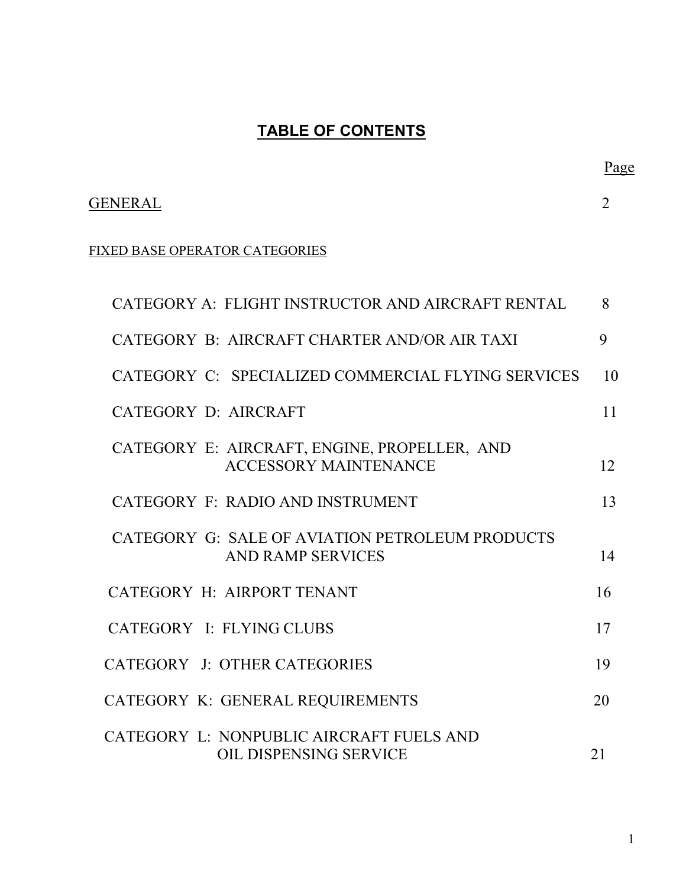# TABLE OF CONTENTS

| | Page |
|---|---|
| GENERAL | 2 |
| FIXED BASE OPERATOR CATEGORIES | |
| CATEGORY A: FLIGHT INSTRUCTOR AND AIRCRAFT RENTAL | 8 |
| CATEGORY B: AIRCRAFT CHARTER AND/OR AIR TAXI | 9 |
| CATEGORY C: SPECIALIZED COMMERCIAL FLYING SERVICES | 10 |
| CATEGORY D: AIRCRAFT | 11 |
| CATEGORY E: AIRCRAFT, ENGINE, PROPELLER, AND ACCESSORY MAINTENANCE | 12 |
| CATEGORY F: RADIO AND INSTRUMENT | 13 |
| CATEGORY G: SALE OF AVIATION PETROLEUM PRODUCTS AND RAMP SERVICES | 14 |
| CATEGORY H: AIRPORT TENANT | 16 |
| CATEGORY I: FLYING CLUBS | 17 |
| CATEGORY J: OTHER CATEGORIES | 19 |
| CATEGORY K: GENERAL REQUIREMENTS | 20 |
| CATEGORY L: NONPUBLIC AIRCRAFT FUELS AND OIL DISPENSING SERVICE | 21 |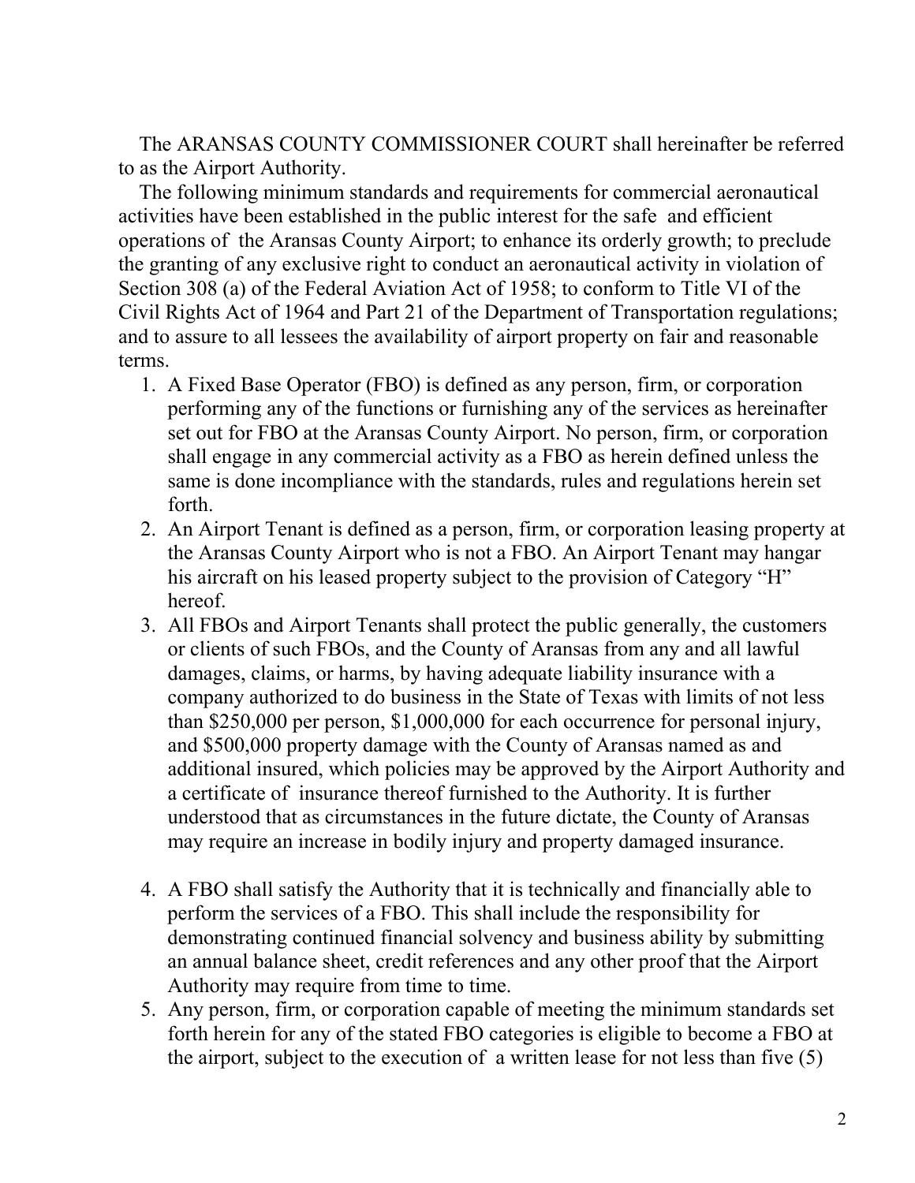The ARANSAS COUNTY COMMISSIONER COURT shall hereinafter be referred to as the Airport Authority.

The following minimum standards and requirements for commercial aeronautical activities have been established in the public interest for the safe and efficient operations of the Aransas County Airport; to enhance its orderly growth; to preclude the granting of any exclusive right to conduct an aeronautical activity in violation of Section 308 (a) of the Federal Aviation Act of 1958; to conform to Title VI of the Civil Rights Act of 1964 and Part 21 of the Department of Transportation regulations; and to assure to all lessees the availability of airport property on fair and reasonable terms.

1. A Fixed Base Operator (FBO) is defined as any person, firm, or corporation performing any of the functions or furnishing any of the services as hereinafter set out for FBO at the Aransas County Airport. No person, firm, or corporation shall engage in any commercial activity as a FBO as herein defined unless the same is done incompliance with the standards, rules and regulations herein set forth.
2. An Airport Tenant is defined as a person, firm, or corporation leasing property at the Aransas County Airport who is not a FBO. An Airport Tenant may hangar his aircraft on his leased property subject to the provision of Category "H" hereof.
3. All FBOs and Airport Tenants shall protect the public generally, the customers or clients of such FBOs, and the County of Aransas from any and all lawful damages, claims, or harms, by having adequate liability insurance with a company authorized to do business in the State of Texas with limits of not less than $250,000 per person, $1,000,000 for each occurrence for personal injury, and $500,000 property damage with the County of Aransas named as and additional insured, which policies may be approved by the Airport Authority and a certificate of insurance thereof furnished to the Authority. It is further understood that as circumstances in the future dictate, the County of Aransas may require an increase in bodily injury and property damaged insurance.
4. A FBO shall satisfy the Authority that it is technically and financially able to perform the services of a FBO. This shall include the responsibility for demonstrating continued financial solvency and business ability by submitting an annual balance sheet, credit references and any other proof that the Airport Authority may require from time to time.
5. Any person, firm, or corporation capable of meeting the minimum standards set forth herein for any of the stated FBO categories is eligible to become a FBO at the airport, subject to the execution of a written lease for not less than five (5)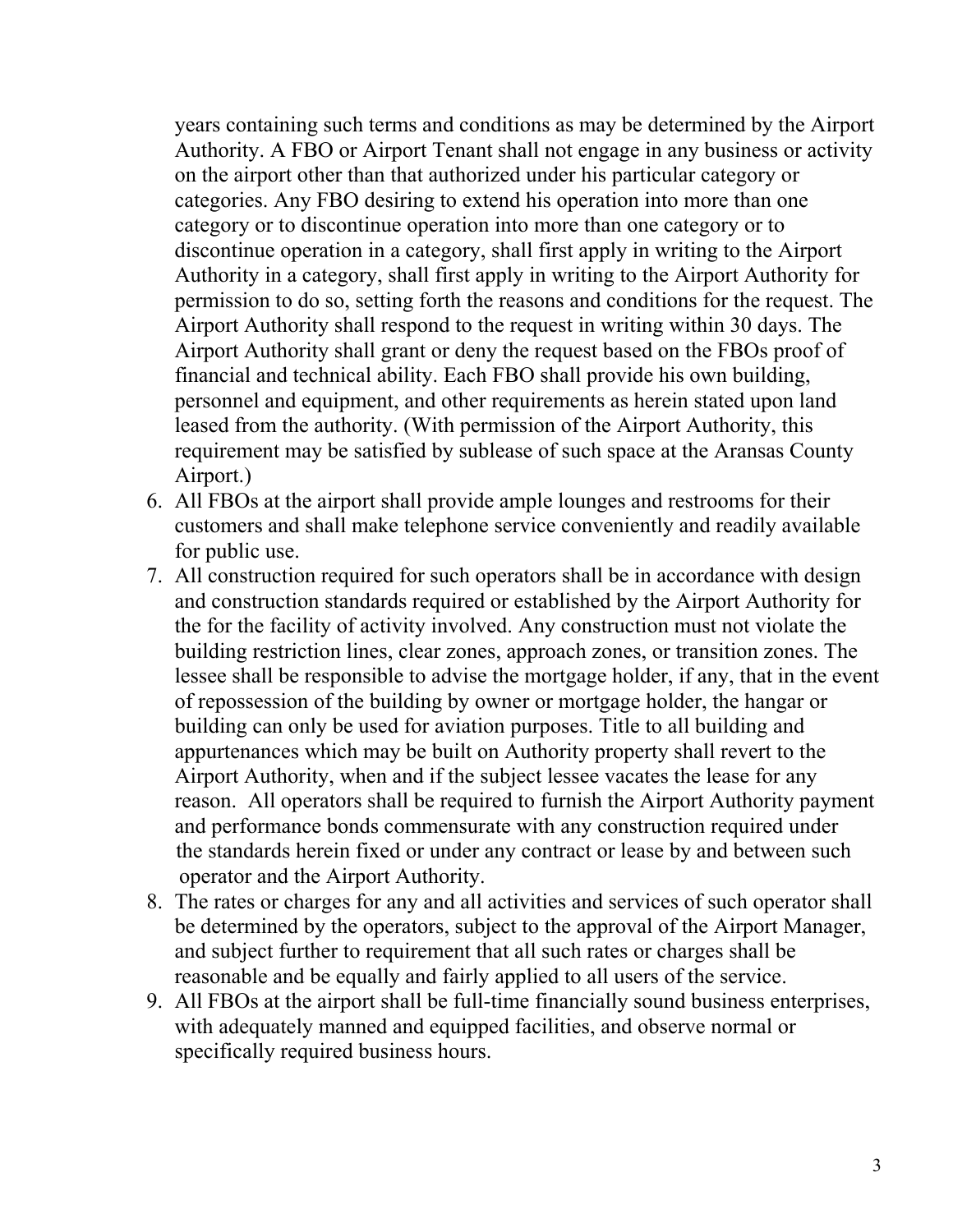years containing such terms and conditions as may be determined by the Airport Authority. A FBO or Airport Tenant shall not engage in any business or activity on the airport other than that authorized under his particular category or categories. Any FBO desiring to extend his operation into more than one category or to discontinue operation into more than one category or to discontinue operation in a category, shall first apply in writing to the Airport Authority in a category, shall first apply in writing to the Airport Authority for permission to do so, setting forth the reasons and conditions for the request. The Airport Authority shall respond to the request in writing within 30 days. The Airport Authority shall grant or deny the request based on the FBOs proof of financial and technical ability. Each FBO shall provide his own building, personnel and equipment, and other requirements as herein stated upon land leased from the authority. (With permission of the Airport Authority, this requirement may be satisfied by sublease of such space at the Aransas County Airport.)

6. All FBOs at the airport shall provide ample lounges and restrooms for their customers and shall make telephone service conveniently and readily available for public use.
7. All construction required for such operators shall be in accordance with design and construction standards required or established by the Airport Authority for the for the facility of activity involved. Any construction must not violate the building restriction lines, clear zones, approach zones, or transition zones. The lessee shall be responsible to advise the mortgage holder, if any, that in the event of repossession of the building by owner or mortgage holder, the hangar or building can only be used for aviation purposes. Title to all building and appurtenances which may be built on Authority property shall revert to the Airport Authority, when and if the subject lessee vacates the lease for any reason. All operators shall be required to furnish the Airport Authority payment and performance bonds commensurate with any construction required under the standards herein fixed or under any contract or lease by and between such operator and the Airport Authority.
8. The rates or charges for any and all activities and services of such operator shall be determined by the operators, subject to the approval of the Airport Manager, and subject further to requirement that all such rates or charges shall be reasonable and be equally and fairly applied to all users of the service.
9. All FBOs at the airport shall be full-time financially sound business enterprises, with adequately manned and equipped facilities, and observe normal or specifically required business hours.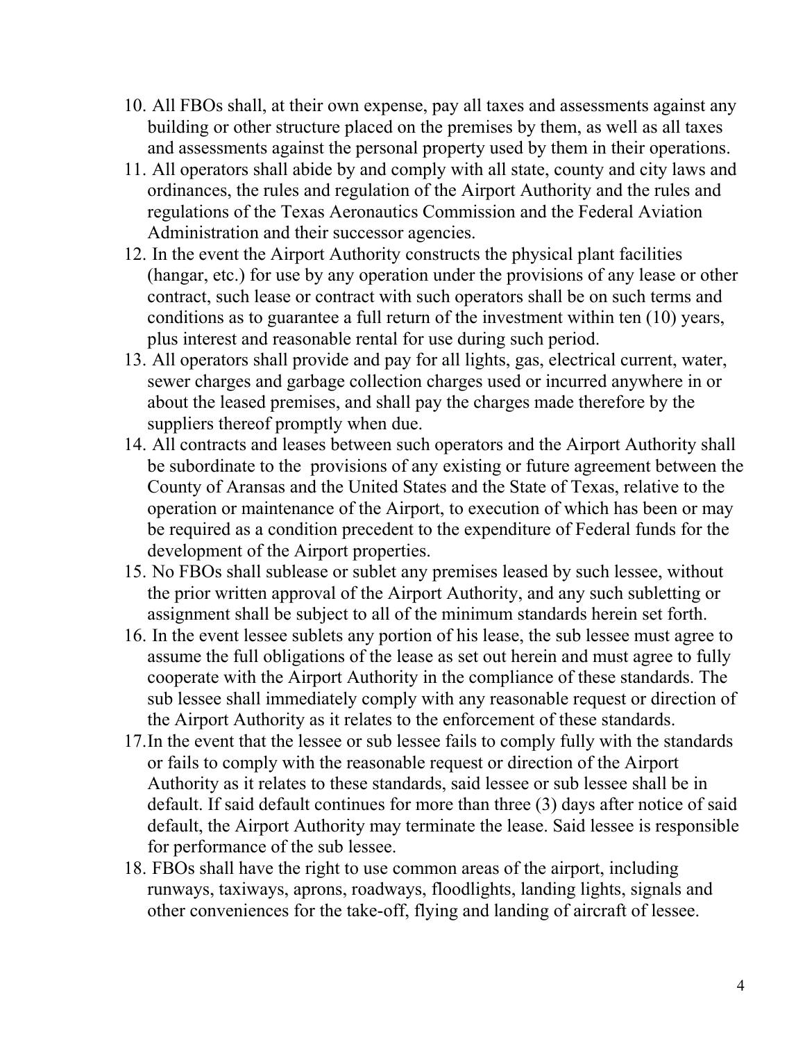10. All FBOs shall, at their own expense, pay all taxes and assessments against any building or other structure placed on the premises by them, as well as all taxes and assessments against the personal property used by them in their operations.
11. All operators shall abide by and comply with all state, county and city laws and ordinances, the rules and regulation of the Airport Authority and the rules and regulations of the Texas Aeronautics Commission and the Federal Aviation Administration and their successor agencies.
12. In the event the Airport Authority constructs the physical plant facilities (hangar, etc.) for use by any operation under the provisions of any lease or other contract, such lease or contract with such operators shall be on such terms and conditions as to guarantee a full return of the investment within ten (10) years, plus interest and reasonable rental for use during such period.
13. All operators shall provide and pay for all lights, gas, electrical current, water, sewer charges and garbage collection charges used or incurred anywhere in or about the leased premises, and shall pay the charges made therefore by the suppliers thereof promptly when due.
14. All contracts and leases between such operators and the Airport Authority shall be subordinate to the provisions of any existing or future agreement between the County of Aransas and the United States and the State of Texas, relative to the operation or maintenance of the Airport, to execution of which has been or may be required as a condition precedent to the expenditure of Federal funds for the development of the Airport properties.
15. No FBOs shall sublease or sublet any premises leased by such lessee, without the prior written approval of the Airport Authority, and any such subletting or assignment shall be subject to all of the minimum standards herein set forth.
16. In the event lessee sublets any portion of his lease, the sub lessee must agree to assume the full obligations of the lease as set out herein and must agree to fully cooperate with the Airport Authority in the compliance of these standards. The sub lessee shall immediately comply with any reasonable request or direction of the Airport Authority as it relates to the enforcement of these standards.
17. In the event that the lessee or sub lessee fails to comply fully with the standards or fails to comply with the reasonable request or direction of the Airport Authority as it relates to these standards, said lessee or sub lessee shall be in default. If said default continues for more than three (3) days after notice of said default, the Airport Authority may terminate the lease. Said lessee is responsible for performance of the sub lessee.
18. FBOs shall have the right to use common areas of the airport, including runways, taxiways, aprons, roadways, floodlights, landing lights, signals and other conveniences for the take-off, flying and landing of aircraft of lessee.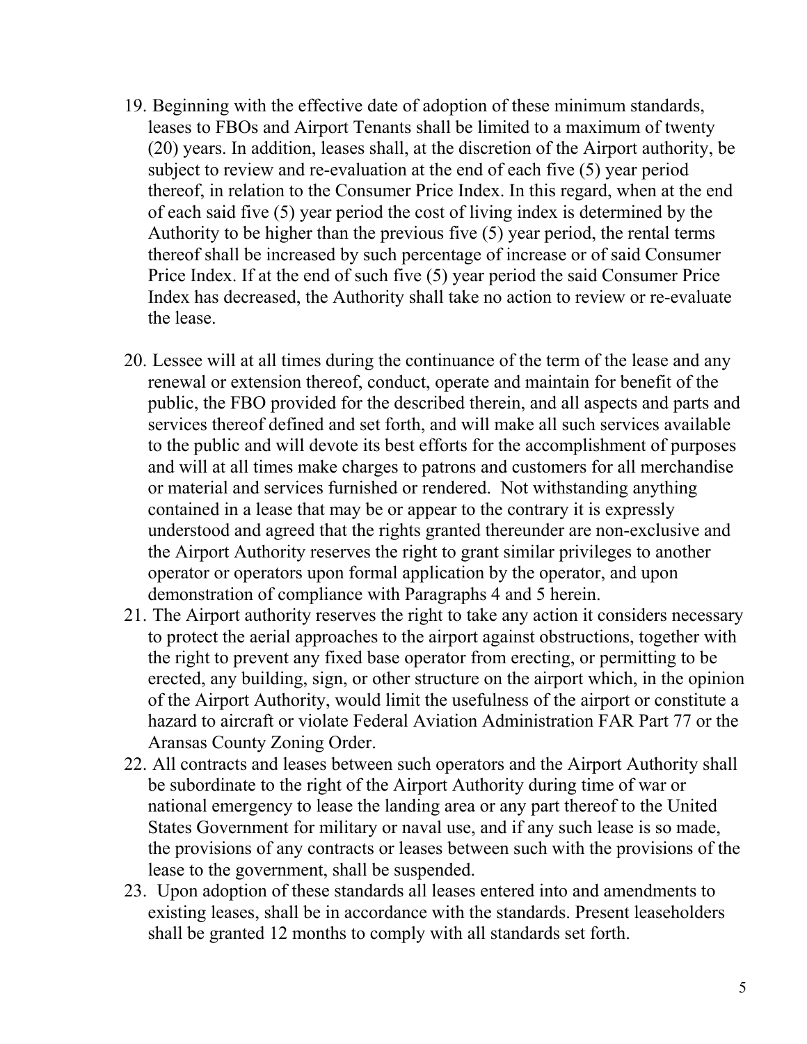19. Beginning with the effective date of adoption of these minimum standards, leases to FBOs and Airport Tenants shall be limited to a maximum of twenty (20) years. In addition, leases shall, at the discretion of the Airport authority, be subject to review and re-evaluation at the end of each five (5) year period thereof, in relation to the Consumer Price Index. In this regard, when at the end of each said five (5) year period the cost of living index is determined by the Authority to be higher than the previous five (5) year period, the rental terms thereof shall be increased by such percentage of increase or of said Consumer Price Index. If at the end of such five (5) year period the said Consumer Price Index has decreased, the Authority shall take no action to review or re-evaluate the lease.

20. Lessee will at all times during the continuance of the term of the lease and any renewal or extension thereof, conduct, operate and maintain for benefit of the public, the FBO provided for the described therein, and all aspects and parts and services thereof defined and set forth, and will make all such services available to the public and will devote its best efforts for the accomplishment of purposes and will at all times make charges to patrons and customers for all merchandise or material and services furnished or rendered. Not withstanding anything contained in a lease that may be or appear to the contrary it is expressly understood and agreed that the rights granted thereunder are non-exclusive and the Airport Authority reserves the right to grant similar privileges to another operator or operators upon formal application by the operator, and upon demonstration of compliance with Paragraphs 4 and 5 herein.
21. The Airport authority reserves the right to take any action it considers necessary to protect the aerial approaches to the airport against obstructions, together with the right to prevent any fixed base operator from erecting, or permitting to be erected, any building, sign, or other structure on the airport which, in the opinion of the Airport Authority, would limit the usefulness of the airport or constitute a hazard to aircraft or violate Federal Aviation Administration FAR Part 77 or the Aransas County Zoning Order.
22. All contracts and leases between such operators and the Airport Authority shall be subordinate to the right of the Airport Authority during time of war or national emergency to lease the landing area or any part thereof to the United States Government for military or naval use, and if any such lease is so made, the provisions of any contracts or leases between such with the provisions of the lease to the government, shall be suspended.
23. Upon adoption of these standards all leases entered into and amendments to existing leases, shall be in accordance with the standards. Present leaseholders shall be granted 12 months to comply with all standards set forth.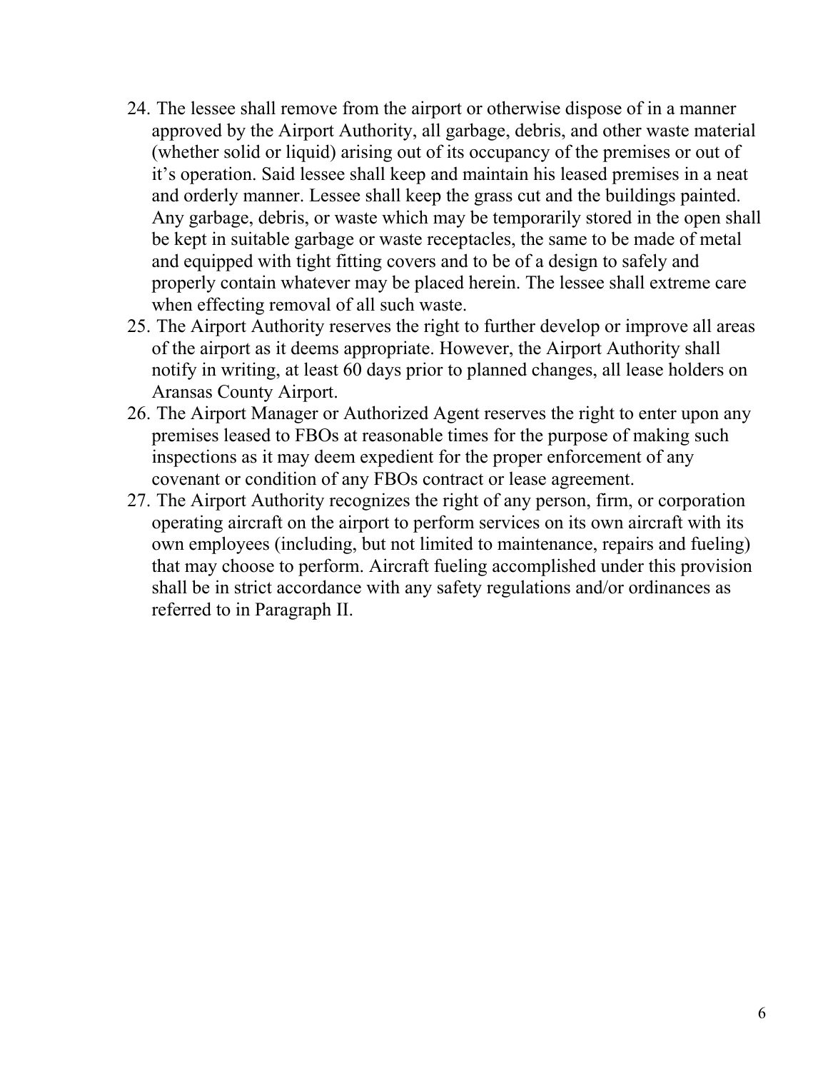24. The lessee shall remove from the airport or otherwise dispose of in a manner approved by the Airport Authority, all garbage, debris, and other waste material (whether solid or liquid) arising out of its occupancy of the premises or out of it's operation. Said lessee shall keep and maintain his leased premises in a neat and orderly manner. Lessee shall keep the grass cut and the buildings painted. Any garbage, debris, or waste which may be temporarily stored in the open shall be kept in suitable garbage or waste receptacles, the same to be made of metal and equipped with tight fitting covers and to be of a design to safely and properly contain whatever may be placed herein. The lessee shall extreme care when effecting removal of all such waste.
25. The Airport Authority reserves the right to further develop or improve all areas of the airport as it deems appropriate. However, the Airport Authority shall notify in writing, at least 60 days prior to planned changes, all lease holders on Aransas County Airport.
26. The Airport Manager or Authorized Agent reserves the right to enter upon any premises leased to FBOs at reasonable times for the purpose of making such inspections as it may deem expedient for the proper enforcement of any covenant or condition of any FBOs contract or lease agreement.
27. The Airport Authority recognizes the right of any person, firm, or corporation operating aircraft on the airport to perform services on its own aircraft with its own employees (including, but not limited to maintenance, repairs and fueling) that may choose to perform. Aircraft fueling accomplished under this provision shall be in strict accordance with any safety regulations and/or ordinances as referred to in Paragraph II.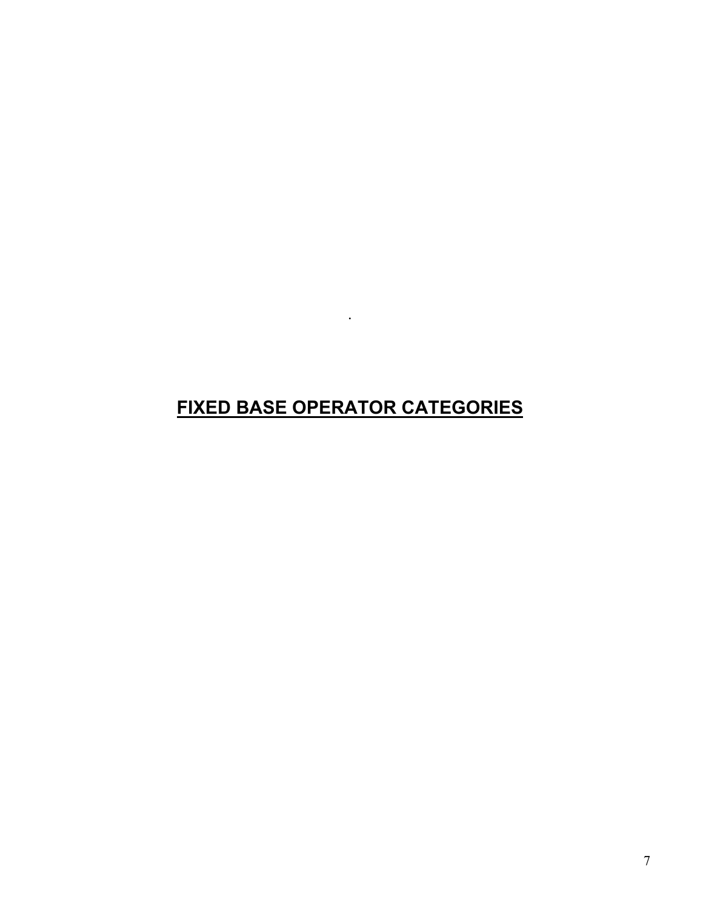.

# FIXED BASE OPERATOR CATEGORIES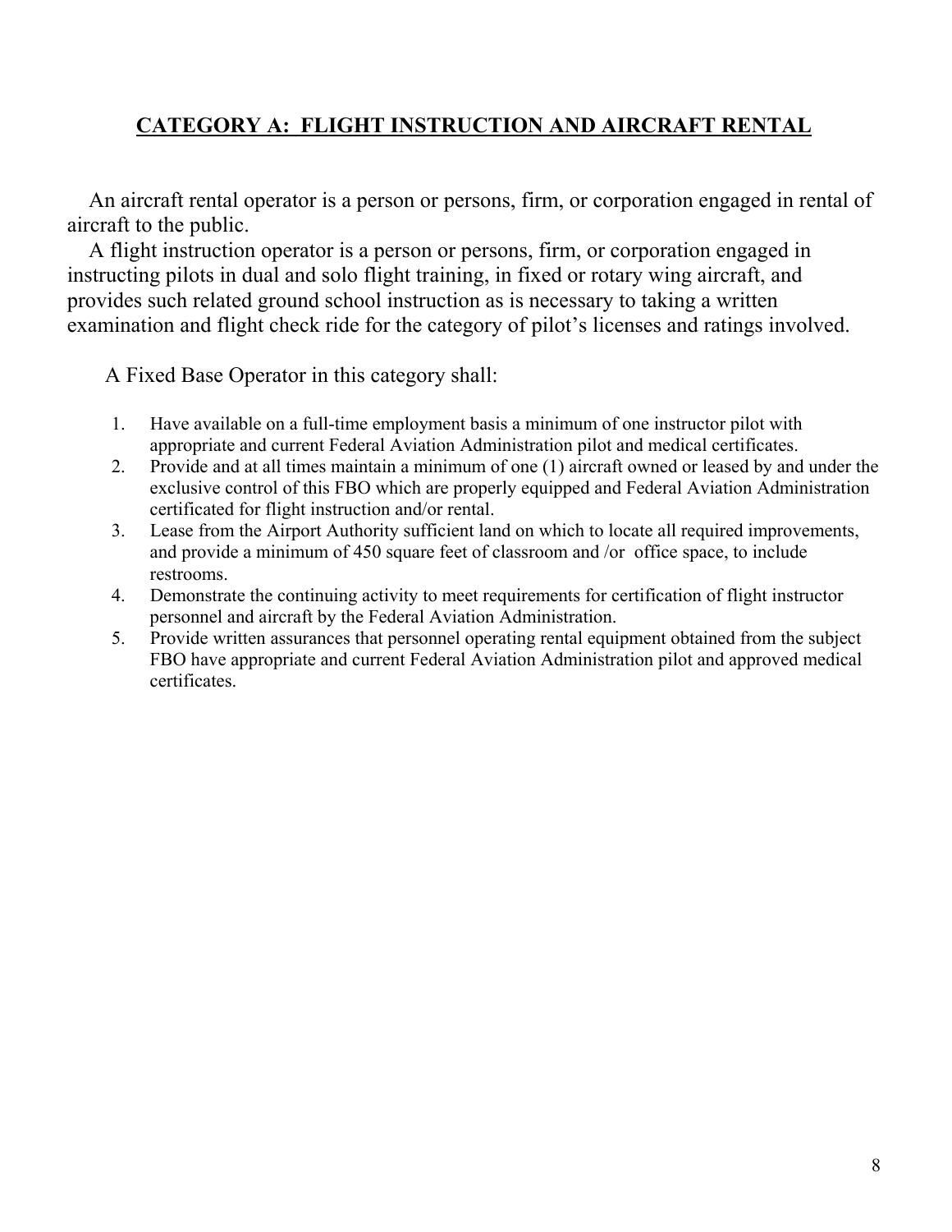## CATEGORY A: FLIGHT INSTRUCTION AND AIRCRAFT RENTAL

An aircraft rental operator is a person or persons, firm, or corporation engaged in rental of aircraft to the public.

A flight instruction operator is a person or persons, firm, or corporation engaged in instructing pilots in dual and solo flight training, in fixed or rotary wing aircraft, and provides such related ground school instruction as is necessary to taking a written examination and flight check ride for the category of pilot's licenses and ratings involved.

A Fixed Base Operator in this category shall:

1. Have available on a full-time employment basis a minimum of one instructor pilot with appropriate and current Federal Aviation Administration pilot and medical certificates.
2. Provide and at all times maintain a minimum of one (1) aircraft owned or leased by and under the exclusive control of this FBO which are properly equipped and Federal Aviation Administration certificated for flight instruction and/or rental.
3. Lease from the Airport Authority sufficient land on which to locate all required improvements, and provide a minimum of 450 square feet of classroom and /or office space, to include restrooms.
4. Demonstrate the continuing activity to meet requirements for certification of flight instructor personnel and aircraft by the Federal Aviation Administration.
5. Provide written assurances that personnel operating rental equipment obtained from the subject FBO have appropriate and current Federal Aviation Administration pilot and approved medical certificates.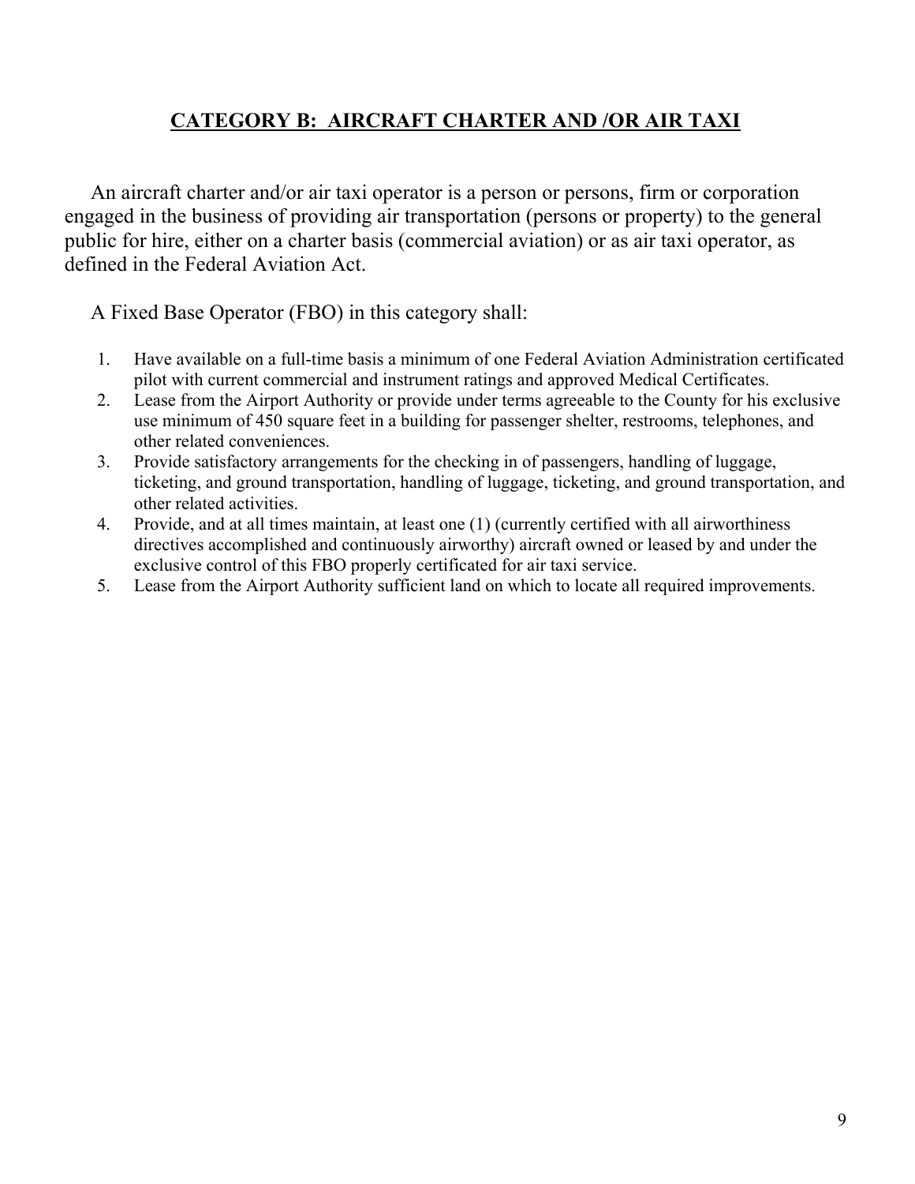## CATEGORY B: AIRCRAFT CHARTER AND /OR AIR TAXI

An aircraft charter and/or air taxi operator is a person or persons, firm or corporation engaged in the business of providing air transportation (persons or property) to the general public for hire, either on a charter basis (commercial aviation) or as air taxi operator, as defined in the Federal Aviation Act.

A Fixed Base Operator (FBO) in this category shall:

1. Have available on a full-time basis a minimum of one Federal Aviation Administration certificated pilot with current commercial and instrument ratings and approved Medical Certificates.
2. Lease from the Airport Authority or provide under terms agreeable to the County for his exclusive use minimum of 450 square feet in a building for passenger shelter, restrooms, telephones, and other related conveniences.
3. Provide satisfactory arrangements for the checking in of passengers, handling of luggage, ticketing, and ground transportation, handling of luggage, ticketing, and ground transportation, and other related activities.
4. Provide, and at all times maintain, at least one (1) (currently certified with all airworthiness directives accomplished and continuously airworthy) aircraft owned or leased by and under the exclusive control of this FBO properly certificated for air taxi service.
5. Lease from the Airport Authority sufficient land on which to locate all required improvements.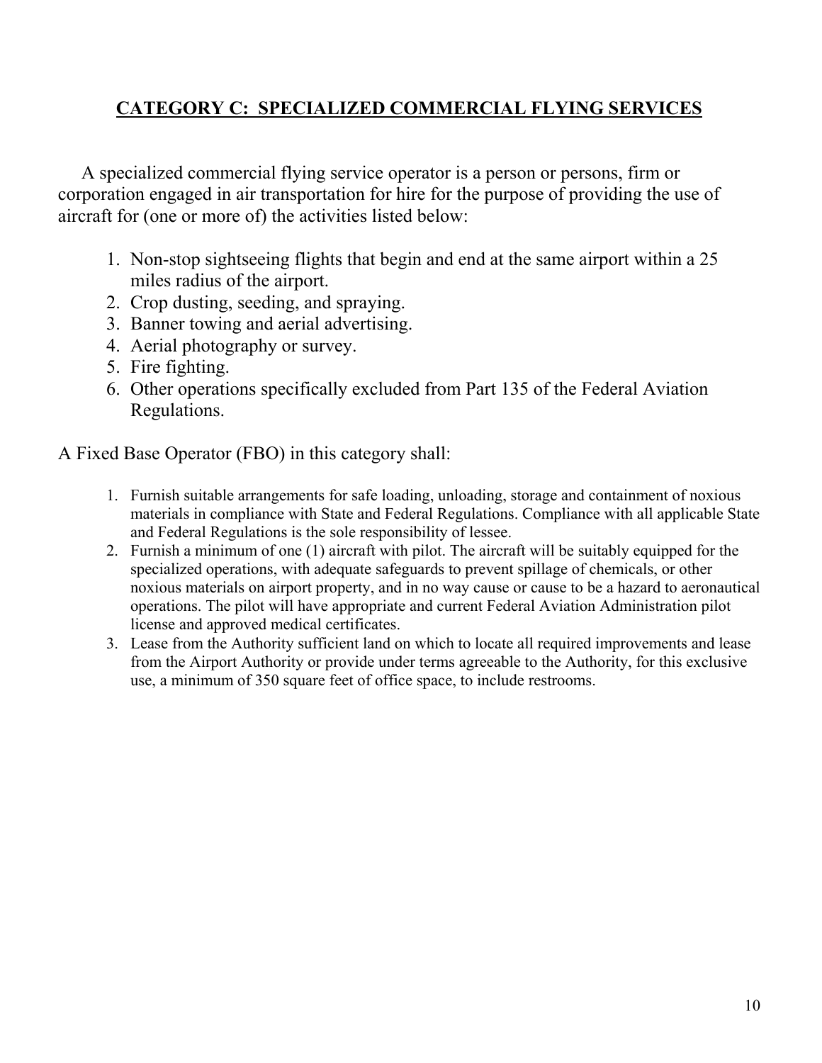## **CATEGORY C: SPECIALIZED COMMERCIAL FLYING SERVICES**

A specialized commercial flying service operator is a person or persons, firm or corporation engaged in air transportation for hire for the purpose of providing the use of aircraft for (one or more of) the activities listed below:

1. Non-stop sightseeing flights that begin and end at the same airport within a 25 miles radius of the airport.
2. Crop dusting, seeding, and spraying.
3. Banner towing and aerial advertising.
4. Aerial photography or survey.
5. Fire fighting.
6. Other operations specifically excluded from Part 135 of the Federal Aviation Regulations.

A Fixed Base Operator (FBO) in this category shall:

1. Furnish suitable arrangements for safe loading, unloading, storage and containment of noxious materials in compliance with State and Federal Regulations. Compliance with all applicable State and Federal Regulations is the sole responsibility of lessee.
2. Furnish a minimum of one (1) aircraft with pilot. The aircraft will be suitably equipped for the specialized operations, with adequate safeguards to prevent spillage of chemicals, or other noxious materials on airport property, and in no way cause or cause to be a hazard to aeronautical operations. The pilot will have appropriate and current Federal Aviation Administration pilot license and approved medical certificates.
3. Lease from the Authority sufficient land on which to locate all required improvements and lease from the Airport Authority or provide under terms agreeable to the Authority, for this exclusive use, a minimum of 350 square feet of office space, to include restrooms.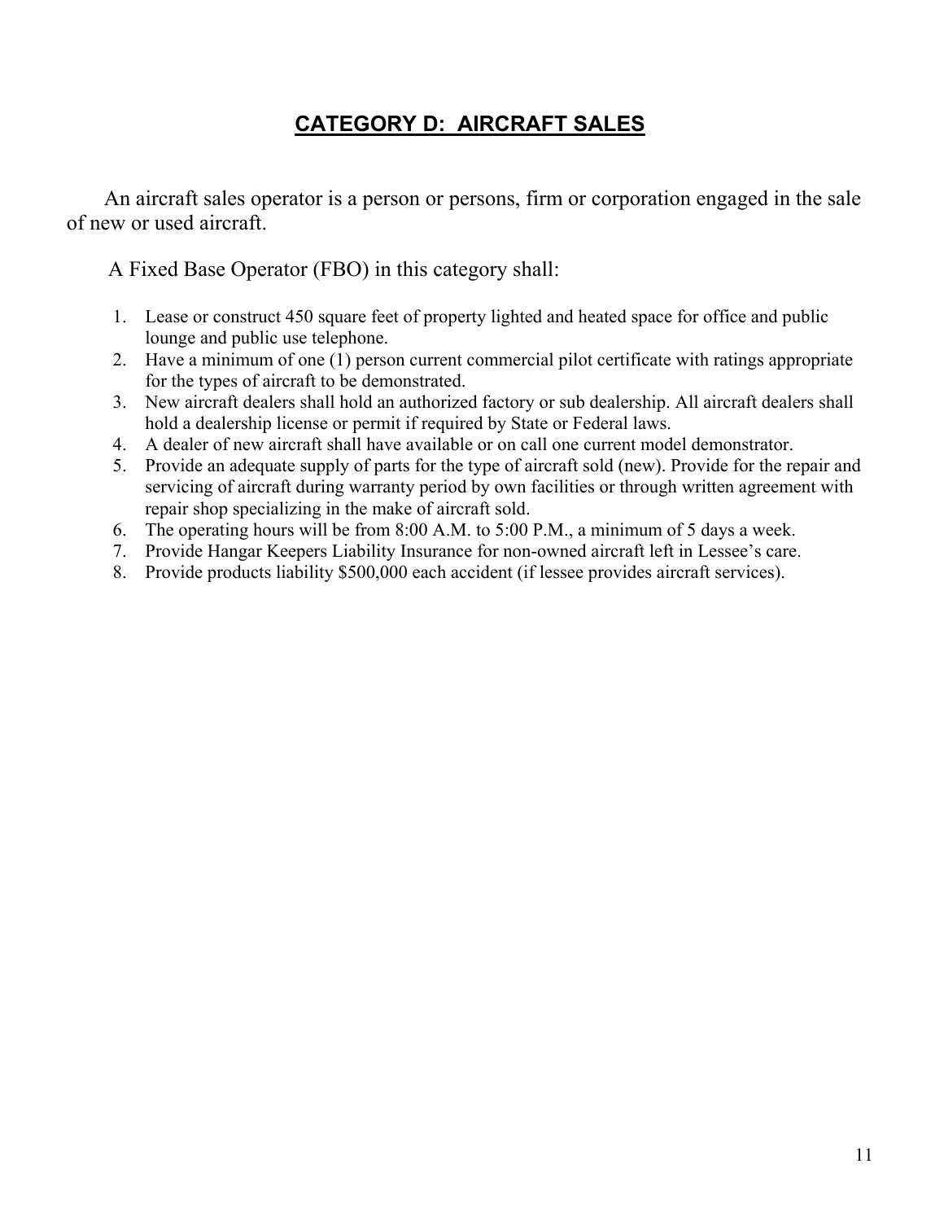## **CATEGORY D: AIRCRAFT SALES**

An aircraft sales operator is a person or persons, firm or corporation engaged in the sale of new or used aircraft.

A Fixed Base Operator (FBO) in this category shall:

1. Lease or construct 450 square feet of property lighted and heated space for office and public lounge and public use telephone.
2. Have a minimum of one (1) person current commercial pilot certificate with ratings appropriate for the types of aircraft to be demonstrated.
3. New aircraft dealers shall hold an authorized factory or sub dealership. All aircraft dealers shall hold a dealership license or permit if required by State or Federal laws.
4. A dealer of new aircraft shall have available or on call one current model demonstrator.
5. Provide an adequate supply of parts for the type of aircraft sold (new). Provide for the repair and servicing of aircraft during warranty period by own facilities or through written agreement with repair shop specializing in the make of aircraft sold.
6. The operating hours will be from 8:00 A.M. to 5:00 P.M., a minimum of 5 days a week.
7. Provide Hangar Keepers Liability Insurance for non-owned aircraft left in Lessee's care.
8. Provide products liability $500,000 each accident (if lessee provides aircraft services).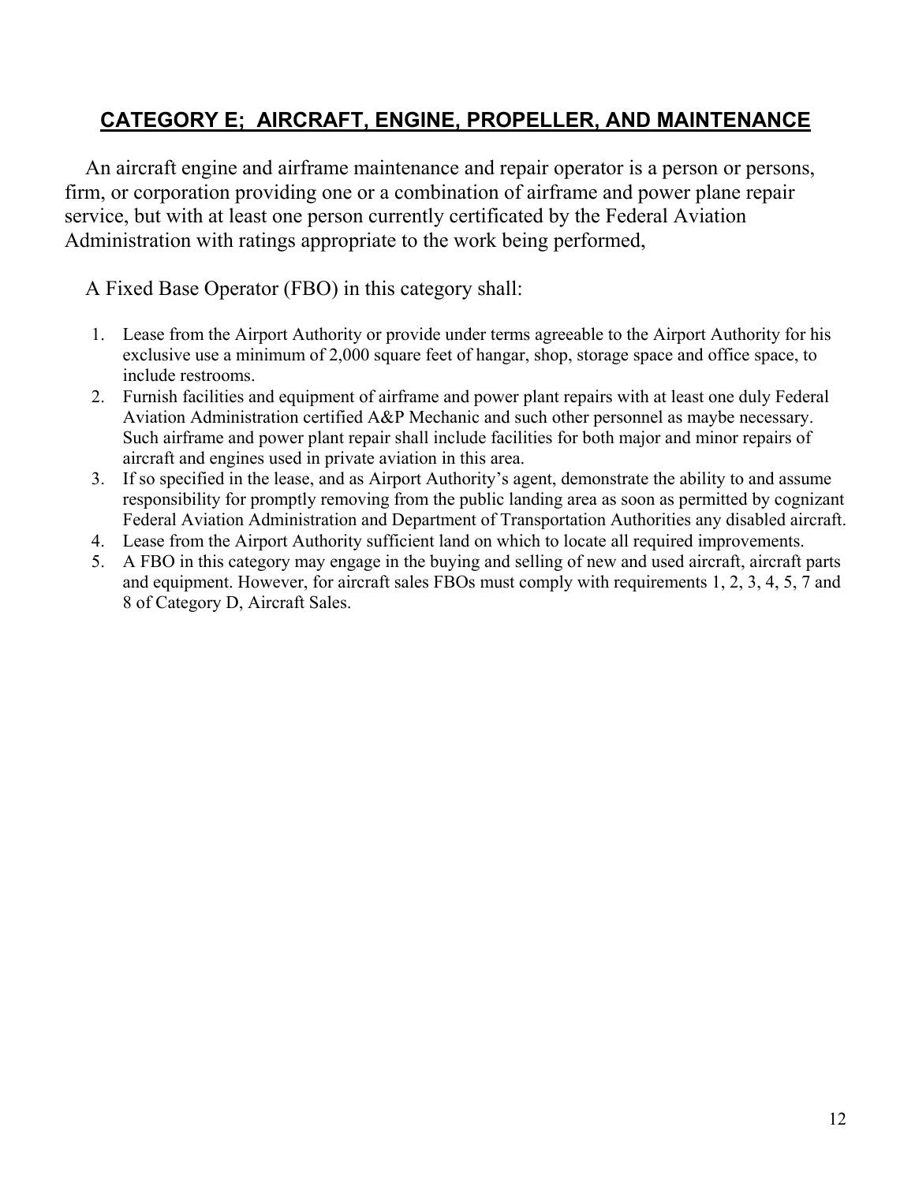## CATEGORY E; AIRCRAFT, ENGINE, PROPELLER, AND MAINTENANCE

An aircraft engine and airframe maintenance and repair operator is a person or persons, firm, or corporation providing one or a combination of airframe and power plane repair service, but with at least one person currently certificated by the Federal Aviation Administration with ratings appropriate to the work being performed,

A Fixed Base Operator (FBO) in this category shall:

1. Lease from the Airport Authority or provide under terms agreeable to the Airport Authority for his exclusive use a minimum of 2,000 square feet of hangar, shop, storage space and office space, to include restrooms.
2. Furnish facilities and equipment of airframe and power plant repairs with at least one duly Federal Aviation Administration certified A&P Mechanic and such other personnel as maybe necessary. Such airframe and power plant repair shall include facilities for both major and minor repairs of aircraft and engines used in private aviation in this area.
3. If so specified in the lease, and as Airport Authority's agent, demonstrate the ability to and assume responsibility for promptly removing from the public landing area as soon as permitted by cognizant Federal Aviation Administration and Department of Transportation Authorities any disabled aircraft.
4. Lease from the Airport Authority sufficient land on which to locate all required improvements.
5. A FBO in this category may engage in the buying and selling of new and used aircraft, aircraft parts and equipment. However, for aircraft sales FBOs must comply with requirements 1, 2, 3, 4, 5, 7 and 8 of Category D, Aircraft Sales.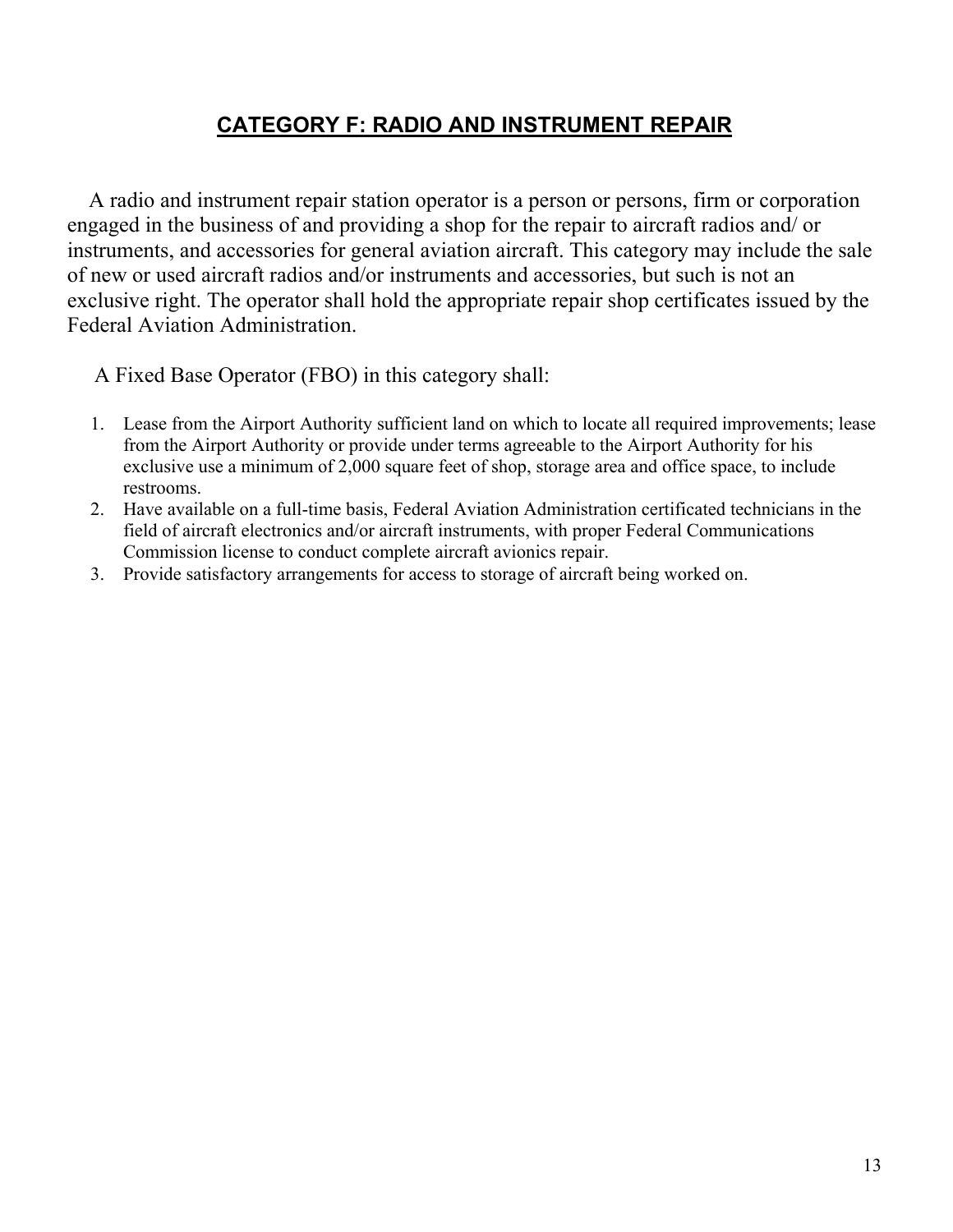## CATEGORY F: RADIO AND INSTRUMENT REPAIR

A radio and instrument repair station operator is a person or persons, firm or corporation engaged in the business of and providing a shop for the repair to aircraft radios and/ or instruments, and accessories for general aviation aircraft. This category may include the sale of new or used aircraft radios and/or instruments and accessories, but such is not an exclusive right. The operator shall hold the appropriate repair shop certificates issued by the Federal Aviation Administration.

A Fixed Base Operator (FBO) in this category shall:

1. Lease from the Airport Authority sufficient land on which to locate all required improvements; lease from the Airport Authority or provide under terms agreeable to the Airport Authority for his exclusive use a minimum of 2,000 square feet of shop, storage area and office space, to include restrooms.
2. Have available on a full-time basis, Federal Aviation Administration certificated technicians in the field of aircraft electronics and/or aircraft instruments, with proper Federal Communications Commission license to conduct complete aircraft avionics repair.
3. Provide satisfactory arrangements for access to storage of aircraft being worked on.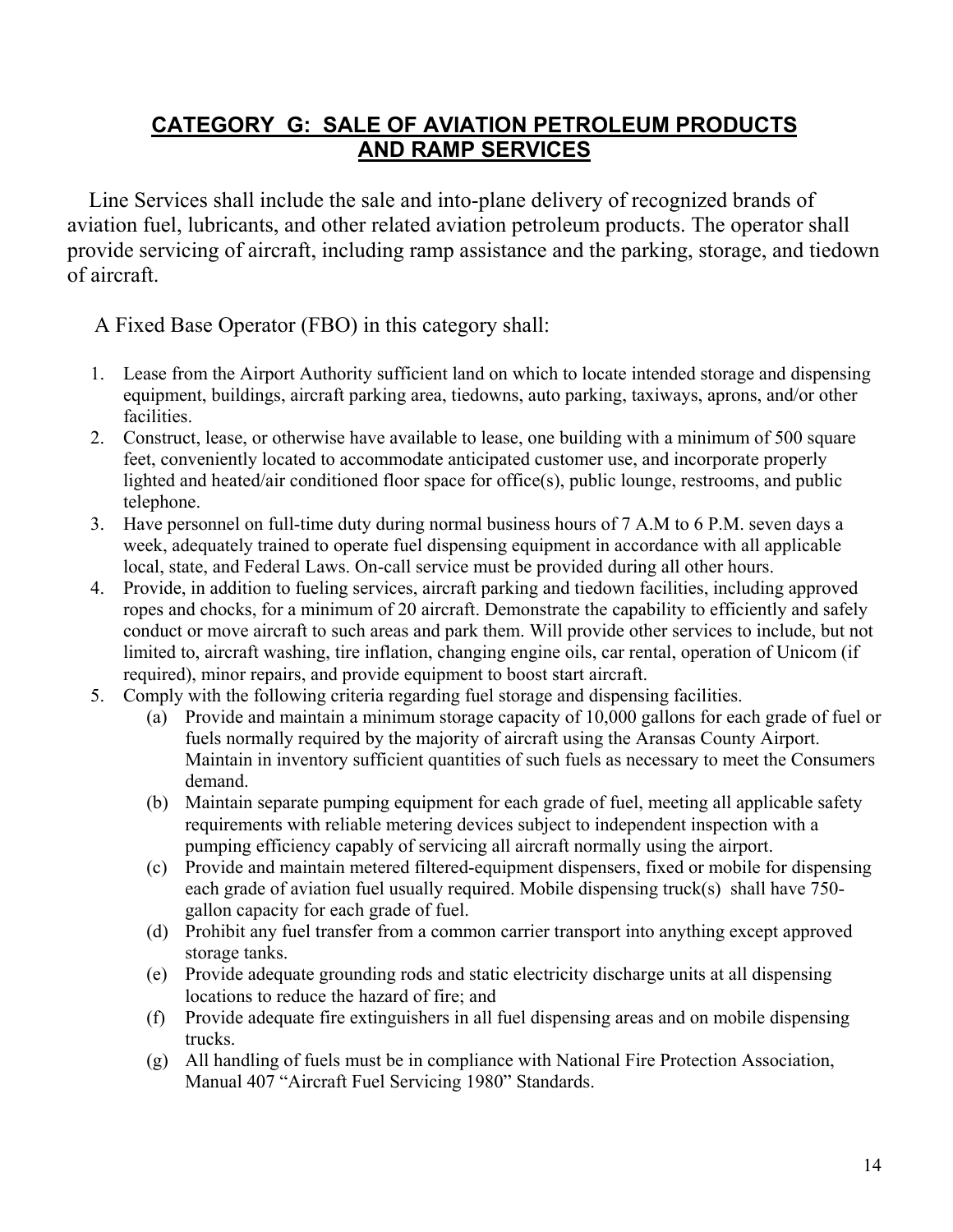## CATEGORY G: SALE OF AVIATION PETROLEUM PRODUCTS AND RAMP SERVICES

Line Services shall include the sale and into-plane delivery of recognized brands of aviation fuel, lubricants, and other related aviation petroleum products. The operator shall provide servicing of aircraft, including ramp assistance and the parking, storage, and tiedown of aircraft.

A Fixed Base Operator (FBO) in this category shall:

1. Lease from the Airport Authority sufficient land on which to locate intended storage and dispensing equipment, buildings, aircraft parking area, tiedowns, auto parking, taxiways, aprons, and/or other facilities.
2. Construct, lease, or otherwise have available to lease, one building with a minimum of 500 square feet, conveniently located to accommodate anticipated customer use, and incorporate properly lighted and heated/air conditioned floor space for office(s), public lounge, restrooms, and public telephone.
3. Have personnel on full-time duty during normal business hours of 7 A.M to 6 P.M. seven days a week, adequately trained to operate fuel dispensing equipment in accordance with all applicable local, state, and Federal Laws. On-call service must be provided during all other hours.
4. Provide, in addition to fueling services, aircraft parking and tiedown facilities, including approved ropes and chocks, for a minimum of 20 aircraft. Demonstrate the capability to efficiently and safely conduct or move aircraft to such areas and park them. Will provide other services to include, but not limited to, aircraft washing, tire inflation, changing engine oils, car rental, operation of Unicom (if required), minor repairs, and provide equipment to boost start aircraft.
5. Comply with the following criteria regarding fuel storage and dispensing facilities.
   - (a) Provide and maintain a minimum storage capacity of 10,000 gallons for each grade of fuel or fuels normally required by the majority of aircraft using the Aransas County Airport. Maintain in inventory sufficient quantities of such fuels as necessary to meet the Consumers demand.
   - (b) Maintain separate pumping equipment for each grade of fuel, meeting all applicable safety requirements with reliable metering devices subject to independent inspection with a pumping efficiency capably of servicing all aircraft normally using the airport.
   - (c) Provide and maintain metered filtered-equipment dispensers, fixed or mobile for dispensing each grade of aviation fuel usually required. Mobile dispensing truck(s) shall have 750-gallon capacity for each grade of fuel.
   - (d) Prohibit any fuel transfer from a common carrier transport into anything except approved storage tanks.
   - (e) Provide adequate grounding rods and static electricity discharge units at all dispensing locations to reduce the hazard of fire; and
   - (f) Provide adequate fire extinguishers in all fuel dispensing areas and on mobile dispensing trucks.
   - (g) All handling of fuels must be in compliance with National Fire Protection Association, Manual 407 "Aircraft Fuel Servicing 1980" Standards.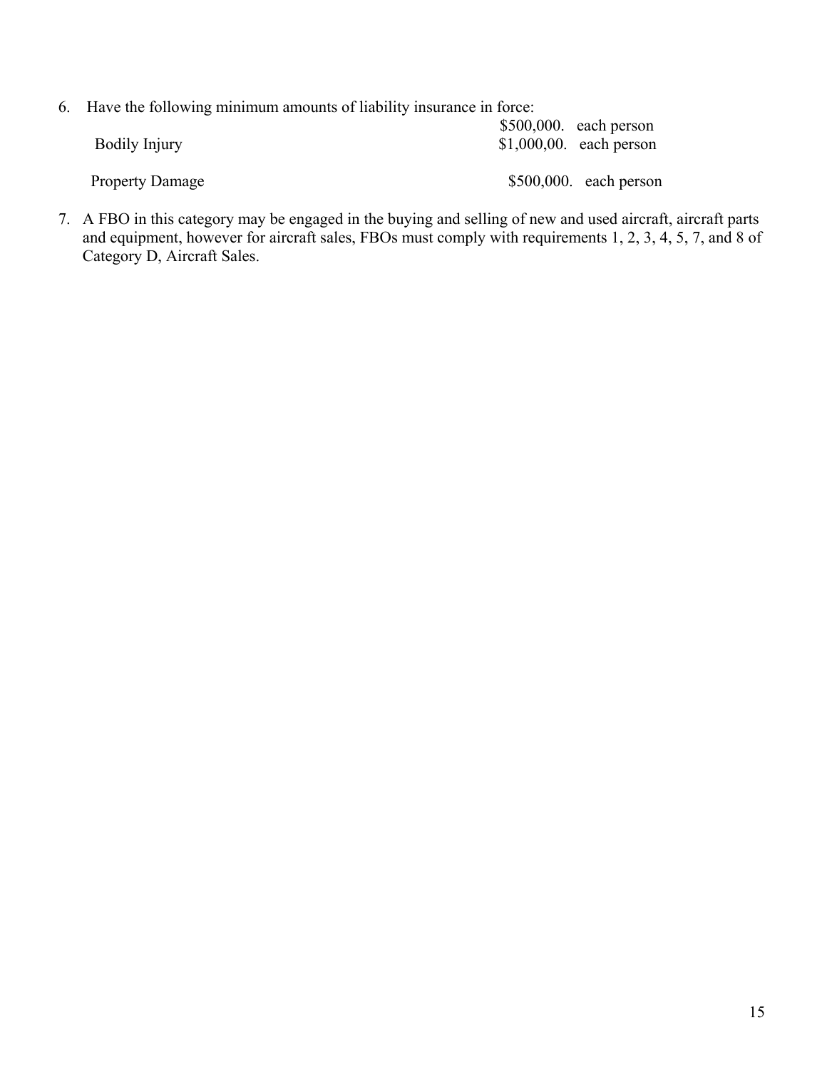6. Have the following minimum amounts of liability insurance in force:

| | |
|---|---|
| Bodily Injury | \$500,000. each person<br>\$1,000,00. each person |
| Property Damage | \$500,000. each person |

7. A FBO in this category may be engaged in the buying and selling of new and used aircraft, aircraft parts and equipment, however for aircraft sales, FBOs must comply with requirements 1, 2, 3, 4, 5, 7, and 8 of Category D, Aircraft Sales.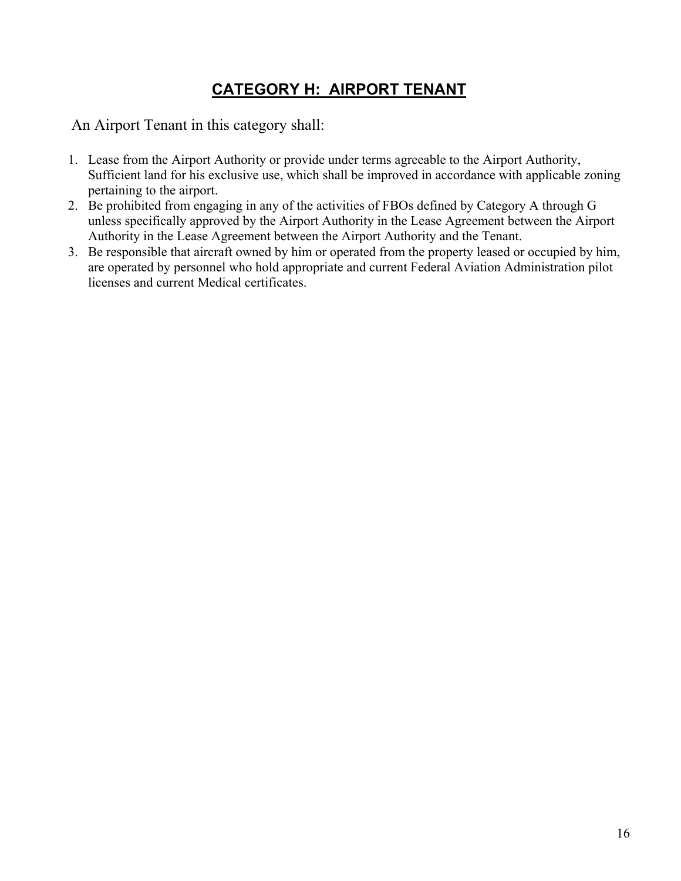## CATEGORY H: AIRPORT TENANT

An Airport Tenant in this category shall:

1. Lease from the Airport Authority or provide under terms agreeable to the Airport Authority, Sufficient land for his exclusive use, which shall be improved in accordance with applicable zoning pertaining to the airport.
2. Be prohibited from engaging in any of the activities of FBOs defined by Category A through G unless specifically approved by the Airport Authority in the Lease Agreement between the Airport Authority in the Lease Agreement between the Airport Authority and the Tenant.
3. Be responsible that aircraft owned by him or operated from the property leased or occupied by him, are operated by personnel who hold appropriate and current Federal Aviation Administration pilot licenses and current Medical certificates.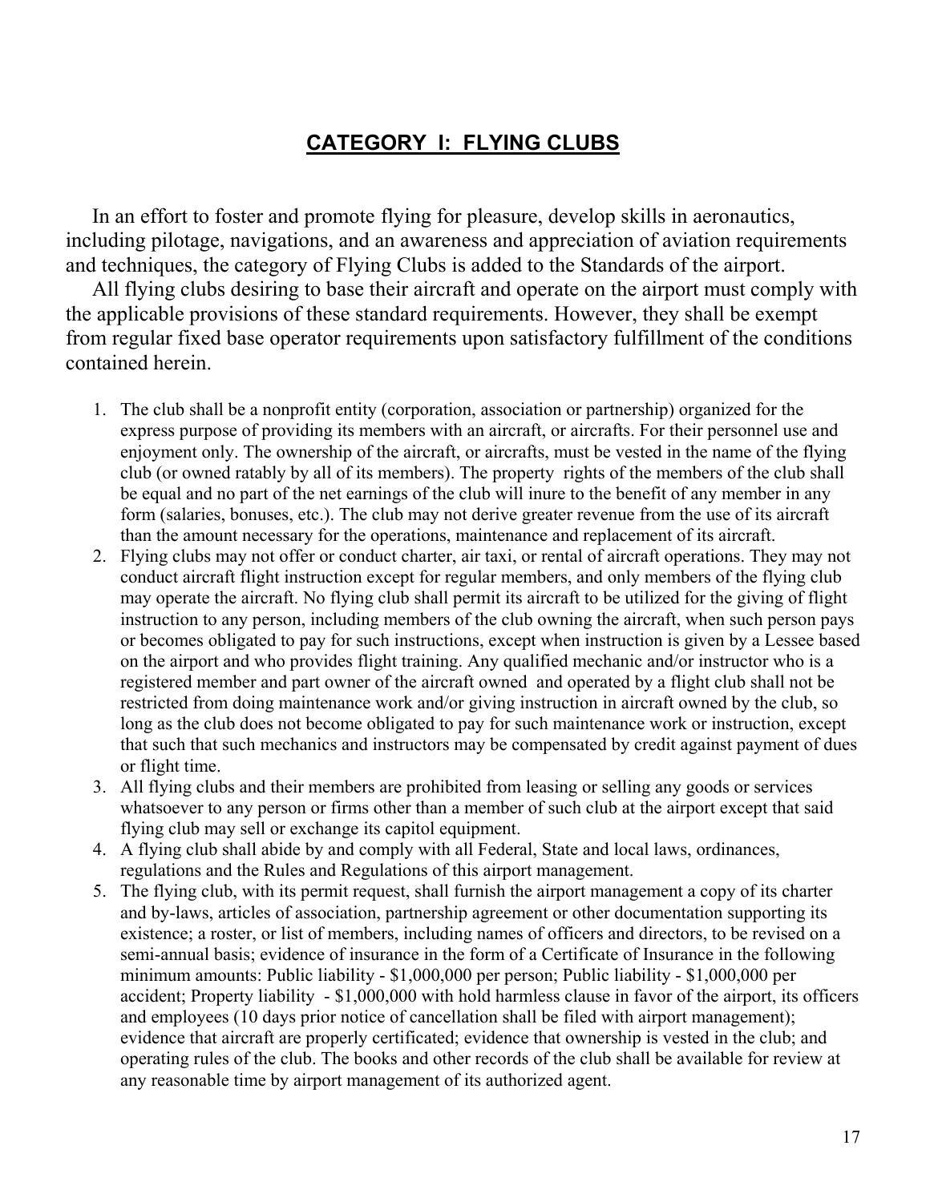## CATEGORY I: FLYING CLUBS

In an effort to foster and promote flying for pleasure, develop skills in aeronautics, including pilotage, navigations, and an awareness and appreciation of aviation requirements and techniques, the category of Flying Clubs is added to the Standards of the airport.

All flying clubs desiring to base their aircraft and operate on the airport must comply with the applicable provisions of these standard requirements. However, they shall be exempt from regular fixed base operator requirements upon satisfactory fulfillment of the conditions contained herein.

1. The club shall be a nonprofit entity (corporation, association or partnership) organized for the express purpose of providing its members with an aircraft, or aircrafts. For their personnel use and enjoyment only. The ownership of the aircraft, or aircrafts, must be vested in the name of the flying club (or owned ratably by all of its members). The property rights of the members of the club shall be equal and no part of the net earnings of the club will inure to the benefit of any member in any form (salaries, bonuses, etc.). The club may not derive greater revenue from the use of its aircraft than the amount necessary for the operations, maintenance and replacement of its aircraft.
2. Flying clubs may not offer or conduct charter, air taxi, or rental of aircraft operations. They may not conduct aircraft flight instruction except for regular members, and only members of the flying club may operate the aircraft. No flying club shall permit its aircraft to be utilized for the giving of flight instruction to any person, including members of the club owning the aircraft, when such person pays or becomes obligated to pay for such instructions, except when instruction is given by a Lessee based on the airport and who provides flight training. Any qualified mechanic and/or instructor who is a registered member and part owner of the aircraft owned and operated by a flight club shall not be restricted from doing maintenance work and/or giving instruction in aircraft owned by the club, so long as the club does not become obligated to pay for such maintenance work or instruction, except that such that such mechanics and instructors may be compensated by credit against payment of dues or flight time.
3. All flying clubs and their members are prohibited from leasing or selling any goods or services whatsoever to any person or firms other than a member of such club at the airport except that said flying club may sell or exchange its capitol equipment.
4. A flying club shall abide by and comply with all Federal, State and local laws, ordinances, regulations and the Rules and Regulations of this airport management.
5. The flying club, with its permit request, shall furnish the airport management a copy of its charter and by-laws, articles of association, partnership agreement or other documentation supporting its existence; a roster, or list of members, including names of officers and directors, to be revised on a semi-annual basis; evidence of insurance in the form of a Certificate of Insurance in the following minimum amounts: Public liability - $1,000,000 per person; Public liability - $1,000,000 per accident; Property liability - $1,000,000 with hold harmless clause in favor of the airport, its officers and employees (10 days prior notice of cancellation shall be filed with airport management); evidence that aircraft are properly certificated; evidence that ownership is vested in the club; and operating rules of the club. The books and other records of the club shall be available for review at any reasonable time by airport management of its authorized agent.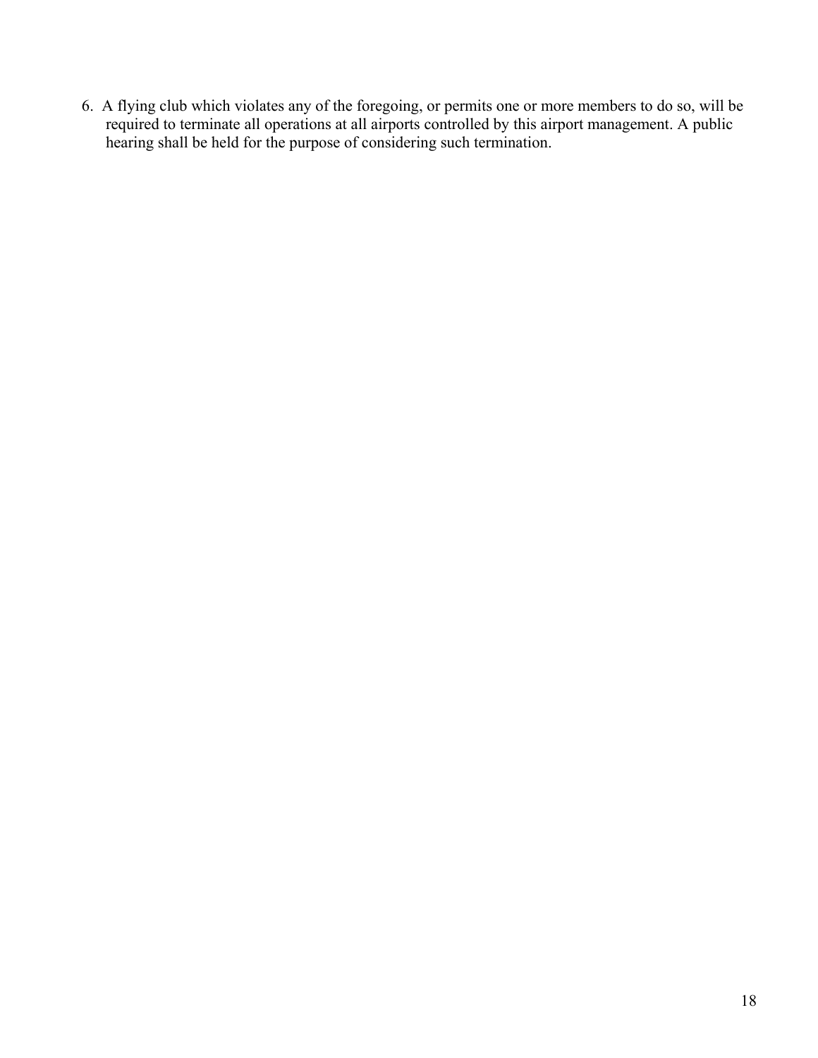6. A flying club which violates any of the foregoing, or permits one or more members to do so, will be required to terminate all operations at all airports controlled by this airport management. A public hearing shall be held for the purpose of considering such termination.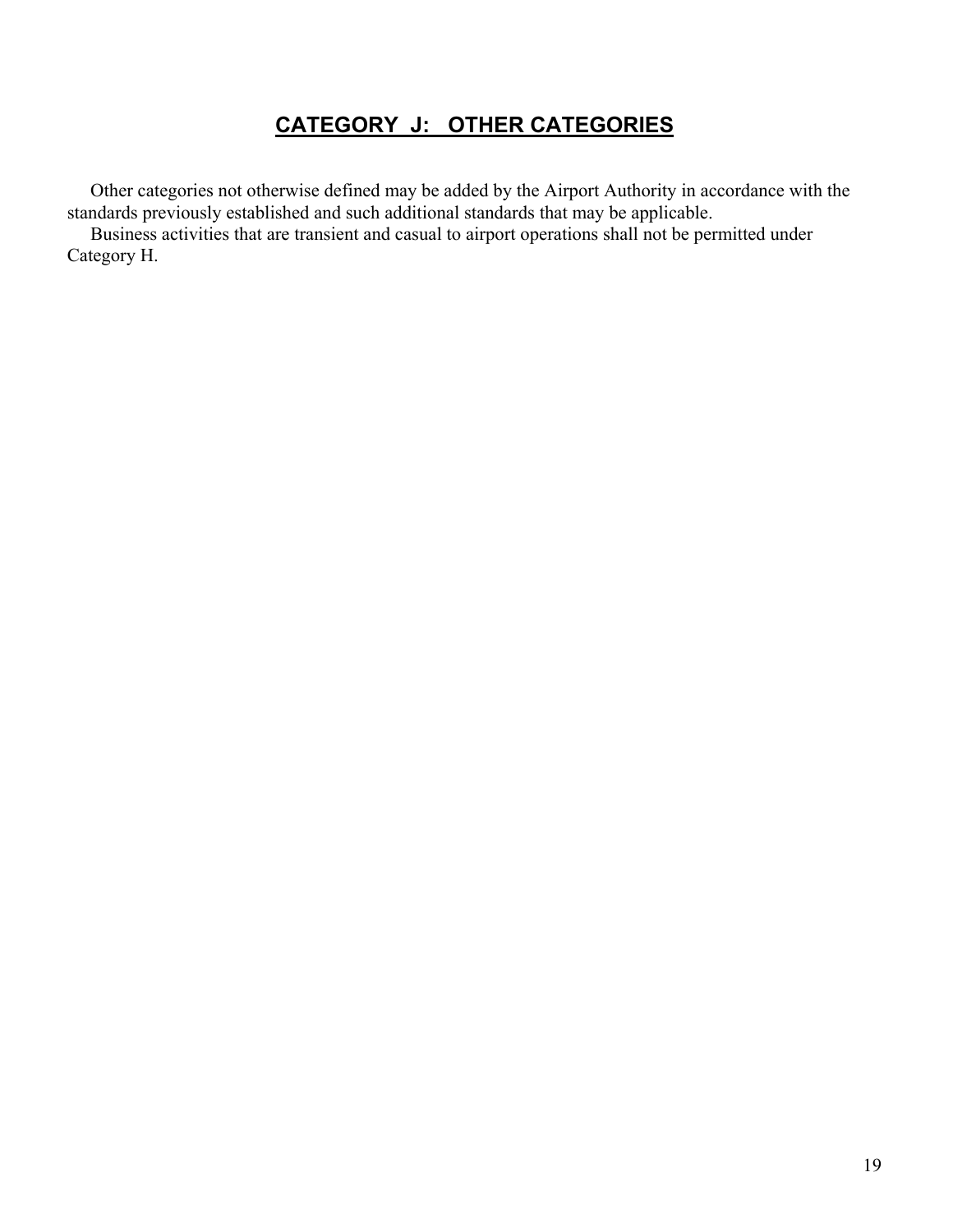# CATEGORY J: OTHER CATEGORIES

Other categories not otherwise defined may be added by the Airport Authority in accordance with the standards previously established and such additional standards that may be applicable.

Business activities that are transient and casual to airport operations shall not be permitted under Category H.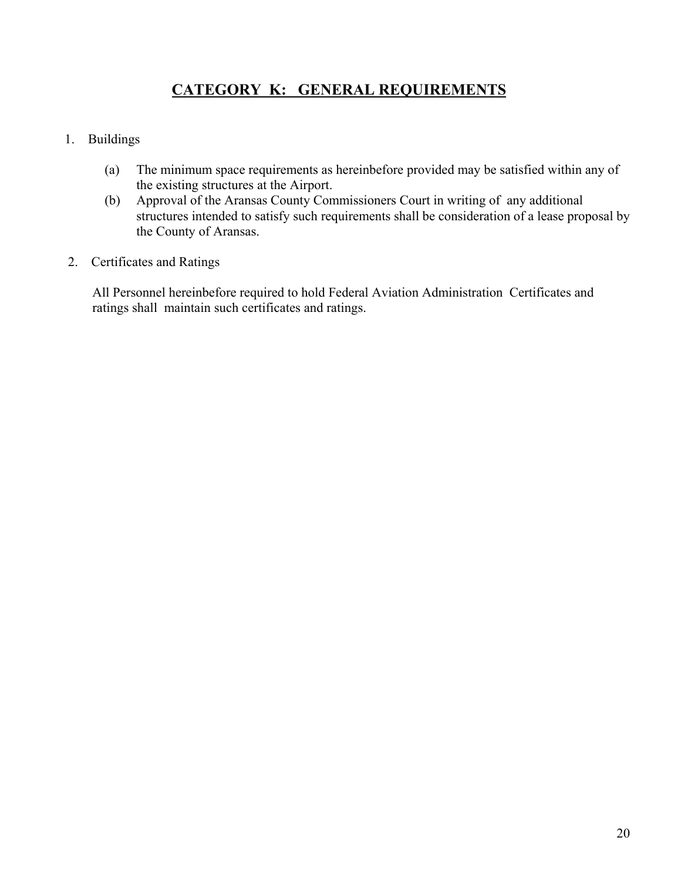## CATEGORY K: GENERAL REQUIREMENTS

1. Buildings

   (a) The minimum space requirements as hereinbefore provided may be satisfied within any of the existing structures at the Airport.

   (b) Approval of the Aransas County Commissioners Court in writing of any additional structures intended to satisfy such requirements shall be consideration of a lease proposal by the County of Aransas.

2. Certificates and Ratings

   All Personnel hereinbefore required to hold Federal Aviation Administration Certificates and ratings shall maintain such certificates and ratings.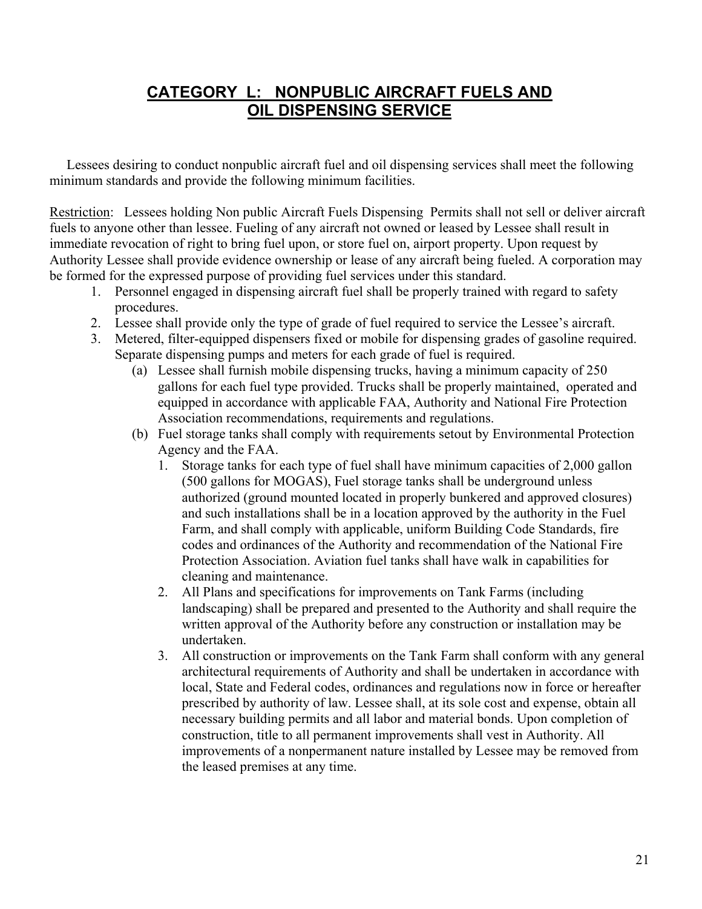## CATEGORY L: NONPUBLIC AIRCRAFT FUELS AND OIL DISPENSING SERVICE

Lessees desiring to conduct nonpublic aircraft fuel and oil dispensing services shall meet the following minimum standards and provide the following minimum facilities.

Restriction: Lessees holding Non public Aircraft Fuels Dispensing Permits shall not sell or deliver aircraft fuels to anyone other than lessee. Fueling of any aircraft not owned or leased by Lessee shall result in immediate revocation of right to bring fuel upon, or store fuel on, airport property. Upon request by Authority Lessee shall provide evidence ownership or lease of any aircraft being fueled. A corporation may be formed for the expressed purpose of providing fuel services under this standard.

1. Personnel engaged in dispensing aircraft fuel shall be properly trained with regard to safety procedures.
2. Lessee shall provide only the type of grade of fuel required to service the Lessee's aircraft.
3. Metered, filter-equipped dispensers fixed or mobile for dispensing grades of gasoline required. Separate dispensing pumps and meters for each grade of fuel is required.
   - (a) Lessee shall furnish mobile dispensing trucks, having a minimum capacity of 250 gallons for each fuel type provided. Trucks shall be properly maintained, operated and equipped in accordance with applicable FAA, Authority and National Fire Protection Association recommendations, requirements and regulations.
   - (b) Fuel storage tanks shall comply with requirements setout by Environmental Protection Agency and the FAA.
     1. Storage tanks for each type of fuel shall have minimum capacities of 2,000 gallon (500 gallons for MOGAS), Fuel storage tanks shall be underground unless authorized (ground mounted located in properly bunkered and approved closures) and such installations shall be in a location approved by the authority in the Fuel Farm, and shall comply with applicable, uniform Building Code Standards, fire codes and ordinances of the Authority and recommendation of the National Fire Protection Association. Aviation fuel tanks shall have walk in capabilities for cleaning and maintenance.
     2. All Plans and specifications for improvements on Tank Farms (including landscaping) shall be prepared and presented to the Authority and shall require the written approval of the Authority before any construction or installation may be undertaken.
     3. All construction or improvements on the Tank Farm shall conform with any general architectural requirements of Authority and shall be undertaken in accordance with local, State and Federal codes, ordinances and regulations now in force or hereafter prescribed by authority of law. Lessee shall, at its sole cost and expense, obtain all necessary building permits and all labor and material bonds. Upon completion of construction, title to all permanent improvements shall vest in Authority. All improvements of a nonpermanent nature installed by Lessee may be removed from the leased premises at any time.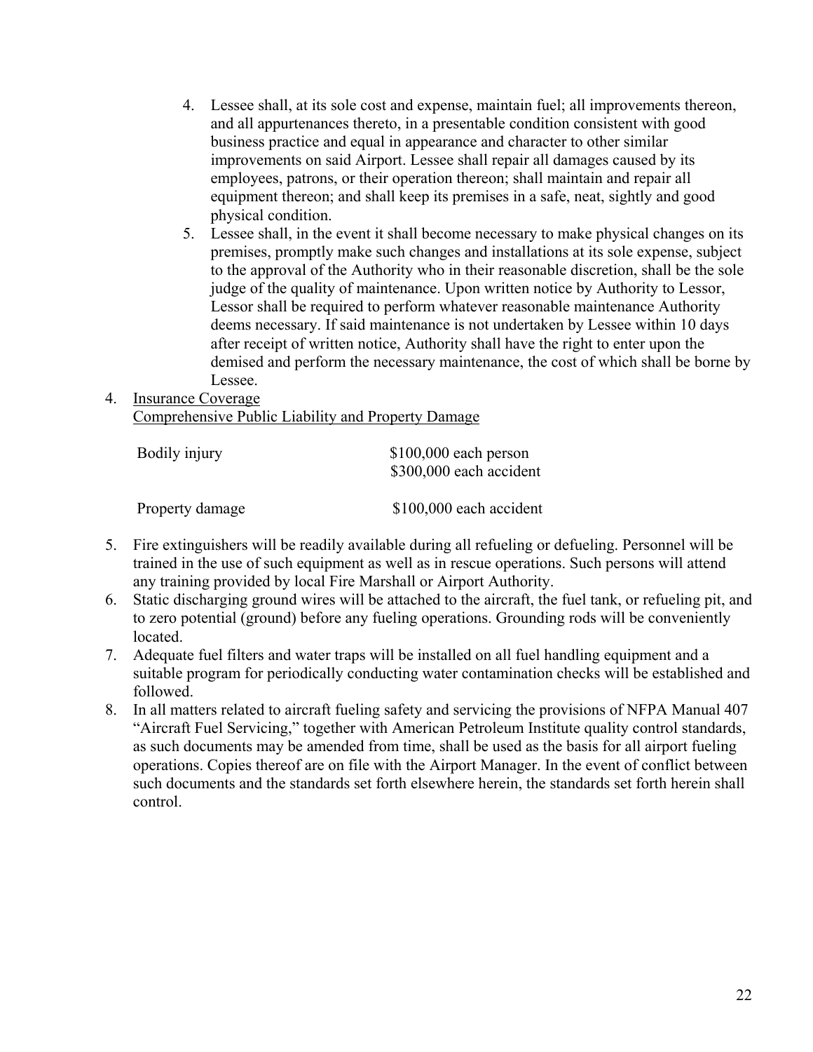4. Lessee shall, at its sole cost and expense, maintain fuel; all improvements thereon, and all appurtenances thereto, in a presentable condition consistent with good business practice and equal in appearance and character to other similar improvements on said Airport. Lessee shall repair all damages caused by its employees, patrons, or their operation thereon; shall maintain and repair all equipment thereon; and shall keep its premises in a safe, neat, sightly and good physical condition.
5. Lessee shall, in the event it shall become necessary to make physical changes on its premises, promptly make such changes and installations at its sole expense, subject to the approval of the Authority who in their reasonable discretion, shall be the sole judge of the quality of maintenance. Upon written notice by Authority to Lessor, Lessor shall be required to perform whatever reasonable maintenance Authority deems necessary. If said maintenance is not undertaken by Lessee within 10 days after receipt of written notice, Authority shall have the right to enter upon the demised and perform the necessary maintenance, the cost of which shall be borne by Lessee.

4. <u>Insurance Coverage</u>
   <u>Comprehensive Public Liability and Property Damage</u>

| | |
|---|---|
| Bodily injury | \$100,000 each person<br>\$300,000 each accident |
| Property damage | \$100,000 each accident |

5. Fire extinguishers will be readily available during all refueling or defueling. Personnel will be trained in the use of such equipment as well as in rescue operations. Such persons will attend any training provided by local Fire Marshall or Airport Authority.
6. Static discharging ground wires will be attached to the aircraft, the fuel tank, or refueling pit, and to zero potential (ground) before any fueling operations. Grounding rods will be conveniently located.
7. Adequate fuel filters and water traps will be installed on all fuel handling equipment and a suitable program for periodically conducting water contamination checks will be established and followed.
8. In all matters related to aircraft fueling safety and servicing the provisions of NFPA Manual 407 "Aircraft Fuel Servicing," together with American Petroleum Institute quality control standards, as such documents may be amended from time, shall be used as the basis for all airport fueling operations. Copies thereof are on file with the Airport Manager. In the event of conflict between such documents and the standards set forth elsewhere herein, the standards set forth herein shall control.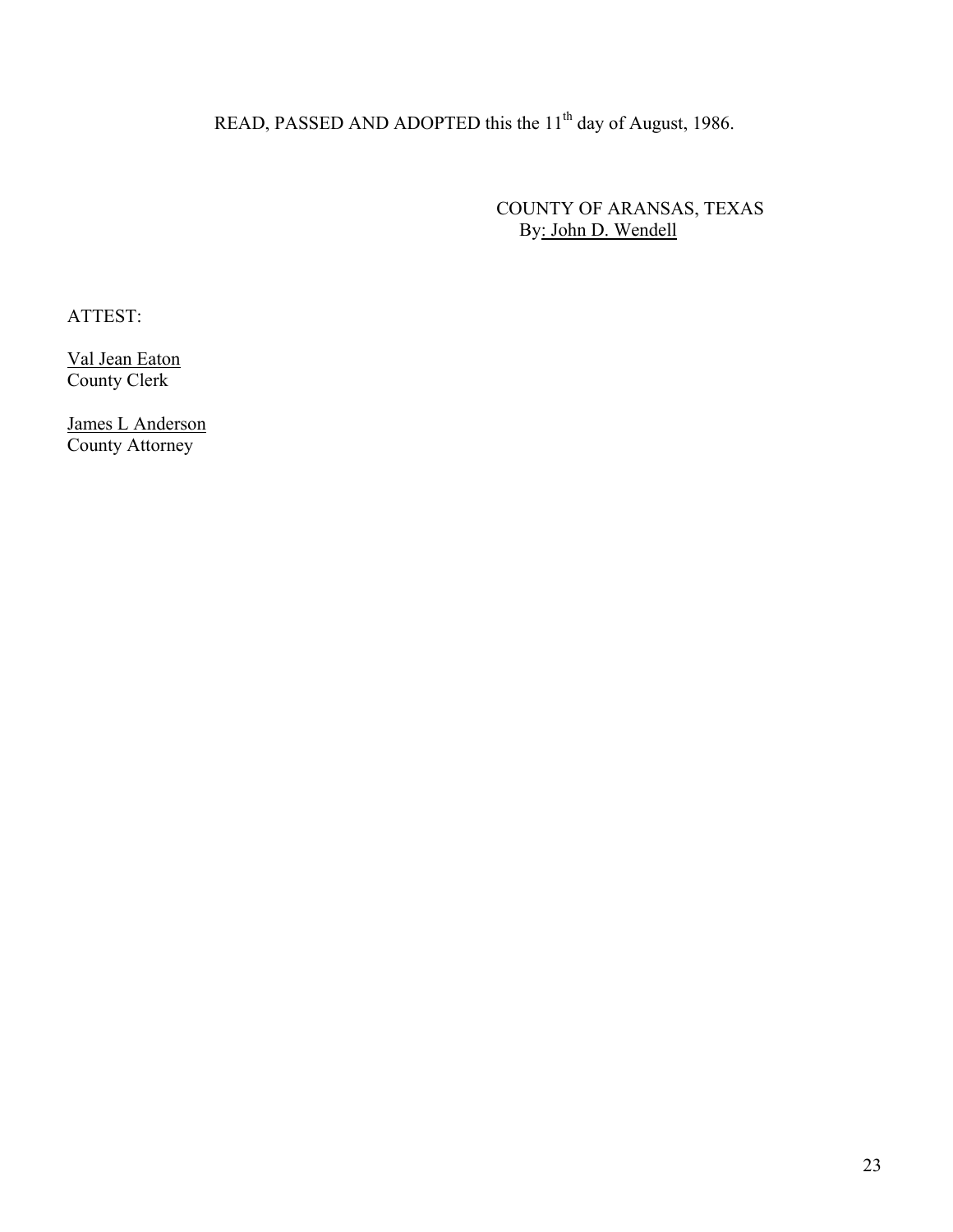READ, PASSED AND ADOPTED this the 11th day of August, 1986.

COUNTY OF ARANSAS, TEXAS
By: John D. Wendell

ATTEST:

Val Jean Eaton
County Clerk

James L Anderson
County Attorney